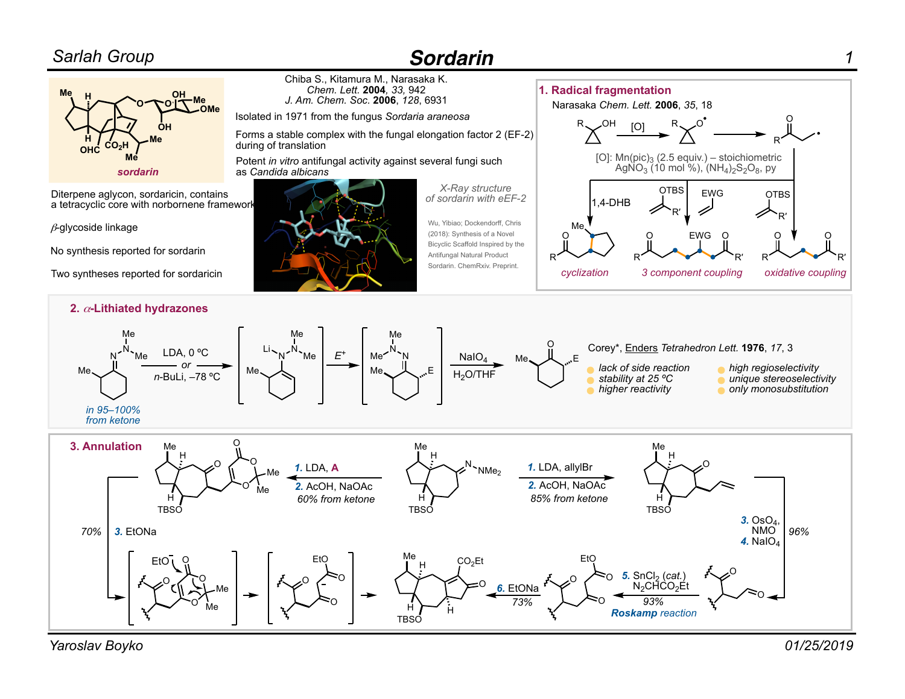# Sordarin

Chiba S., Kitamura M., Narasaka K.
*Chem. Lett.* **2004**, *33*, 942
*J. Am. Chem. Soc.* **2006**, *128*, 6931

Isolated in 1971 from the fungus *Sordaria araneosa*

Forms a stable complex with the fungal elongation factor 2 (EF-2) during translation

Potent *in vitro* antifungal activity against several fungi such as *Candida albicans*

**sordarin**

Diterpene aglycon, sordaricin, contains a tetracyclic core with norbornene framework

*β*-glycoside linkage

No synthesis reported for sordarin

Two syntheses reported for sordaricin

*X-Ray structure of sordarin with eEF-2*

Wu, Yibiao; Dockendorff, Chris (2018): Synthesis of a Novel Bicyclic Scaffold Inspired by the Antifungal Natural Product Sordarin. ChemRxiv. Preprint.

## 1. Radical fragmentation

Narasaka *Chem. Lett.* **2006**, *35*, 18

[O]: Mn(pic)$_3$ (2.5 equiv.) – stoichiometric
$AgNO_3$ (10 mol %), $(NH_4)_2S_2O_8$, py

1,4-DHB — *cyclization*
OTBS / R′; EWG — *3 component coupling*
OTBS / R′ — *oxidative coupling*

## 2. *α*-Lithiated hydrazones

LDA, 0 ºC *or* *n*-BuLi, –78 ºC; $E^+$; $NaIO_4$, $H_2O$/THF

*in 95–100% from ketone*

Corey*, Enders *Tetrahedron Lett.* **1976**, *17*, 3

- *lack of side reaction*
- *stability at 25 ºC*
- *higher reactivity*
- *high regioselectivity*
- *unique stereoselectivity*
- *only monosubstitution*

## 3. Annulation

**1.** LDA, **A**
**2.** AcOH, NaOAc
*60% from ketone*

**1.** LDA, allylBr
**2.** AcOH, NaOAc
*85% from ketone*

**3.** $OsO_4$, NMO
**4.** $NaIO_4$
*96%*

**5.** $SnCl_2$ (*cat.*)
$N_2CHCO_2Et$
*93%*
**Roskamp reaction**

**6.** EtONa
*73%*

*70%* **3.** EtONa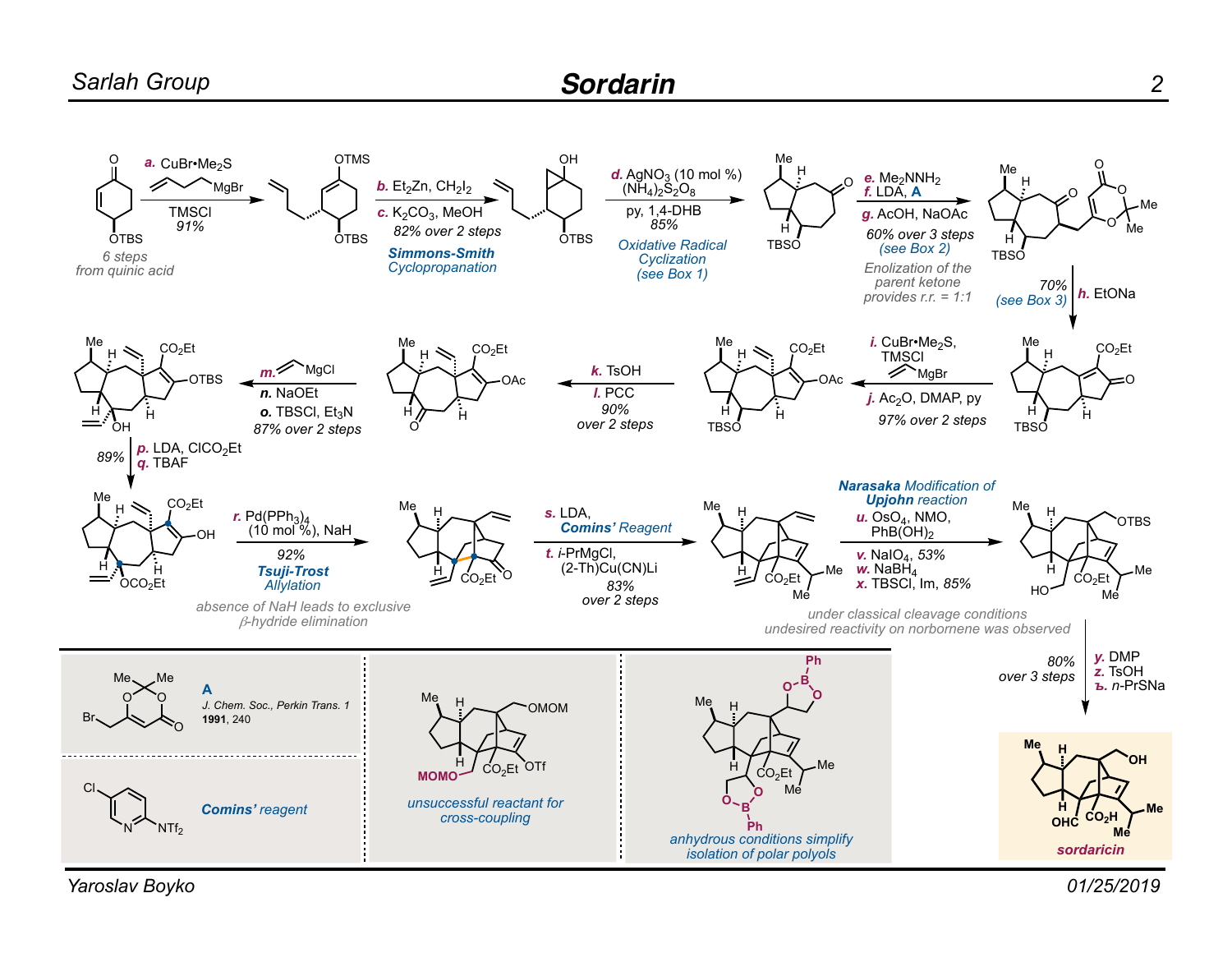# Sordarin

6 steps from quinic acid

**a.** $CuBr\cdot Me_2S$, MgBr (butenyl Grignard), TMSCl, 91%

**b.** $Et_2Zn$, $CH_2I_2$
**c.** $K_2CO_3$, MeOH
82% over 2 steps
*Simmons-Smith Cyclopropanation*

**d.** $AgNO_3$ (10 mol %), $(NH_4)_2S_2O_8$, py, 1,4-DHB, 85%
*Oxidative Radical Cyclization (see Box 1)*

**e.** $Me_2NNH_2$
**f.** LDA, **A**
**g.** AcOH, NaOAc
60% over 3 steps (see Box 2)
Enolization of the parent ketone provides r.r. = 1:1

**h.** EtONa, 70% (see Box 3)

**i.** $CuBr\cdot Me_2S$, TMSCl, MgBr (vinyl Grignard)
**j.** $Ac_2O$, DMAP, py
97% over 2 steps

**k.** TsOH
**l.** PCC
90% over 2 steps

**m.** MgCl (vinyl Grignard)
**n.** NaOEt
**o.** TBSCl, $Et_3N$
87% over 2 steps

**p.** LDA, $ClCO_2Et$
**q.** TBAF
89%

**r.** $Pd(PPh_3)_4$ (10 mol %), NaH
92%
*Tsuji-Trost Allylation*
absence of NaH leads to exclusive β-hydride elimination

**s.** LDA, *Comins' Reagent*
**t.** *i*-PrMgCl, (2-Th)Cu(CN)Li
83% over 2 steps

*Narasaka Modification of Upjohn reaction*
**u.** $OsO_4$, NMO, $PhB(OH)_2$
**v.** $NaIO_4$, 53%
**w.** $NaBH_4$
**x.** TBSCl, Im, 85%
under classical cleavage conditions undesired reactivity on norbornene was observed

**y.** DMP
**z.** TsOH
**ъ.** *n*-PrSNa
80% over 3 steps

**sordaricin**

---

**A**
*J. Chem. Soc., Perkin Trans. 1* **1991**, 240

*Comins' reagent*

*unsuccessful reactant for cross-coupling*

*anhydrous conditions simplify isolation of polar polyols*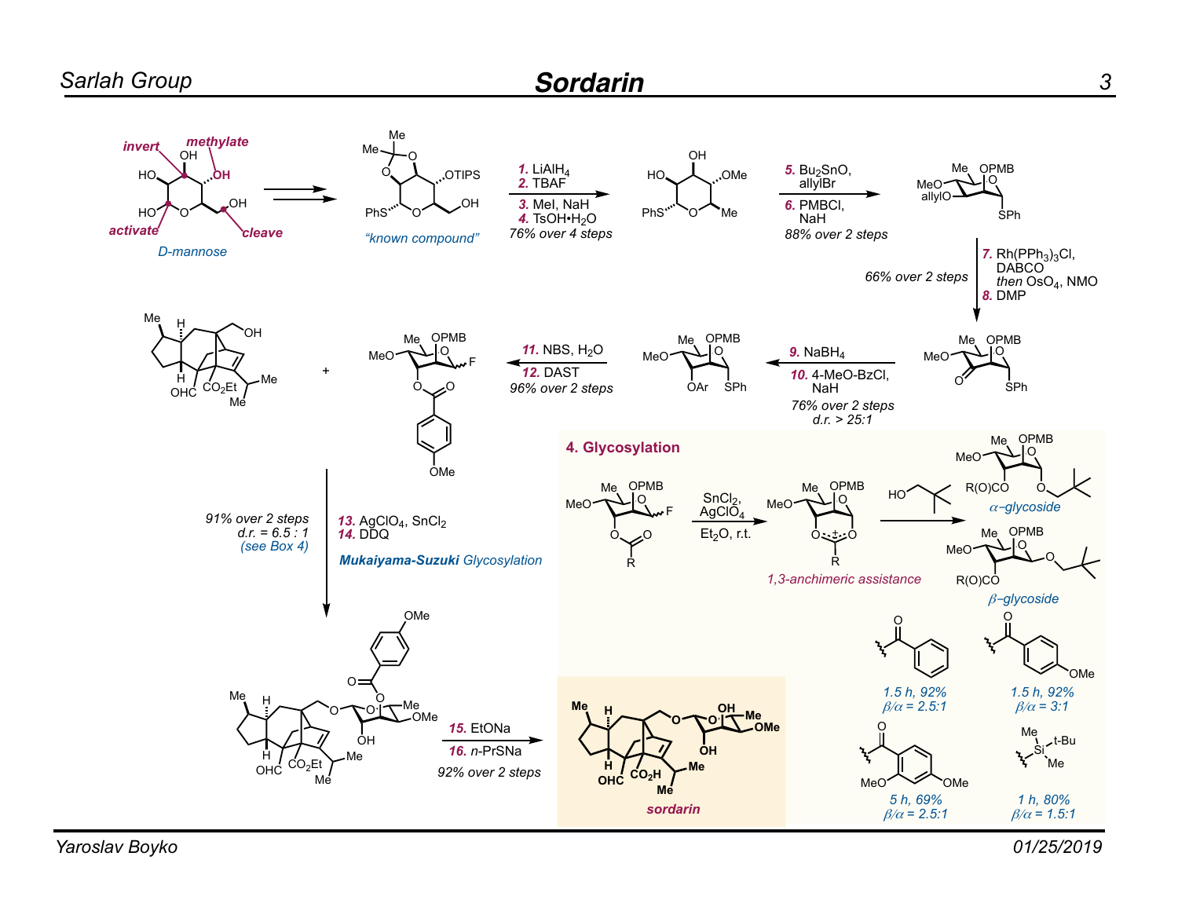# Sordarin

invert

methylate

activate

cleave

D-mannose

"known compound"

**1.** $LiAlH_4$
**2.** TBAF
**3.** MeI, NaH
**4.** $TsOH{\bullet}H_2O$
76% over 4 steps

**5.** $Bu_2SnO$, allylBr
**6.** PMBCl, NaH
88% over 2 steps

**7.** $Rh(PPh_3)_3Cl$, DABCO *then* $OsO_4$, NMO
**8.** DMP
66% over 2 steps

**9.** $NaBH_4$
**10.** 4-MeO-BzCl, NaH
76% over 2 steps
d.r. > 25:1

**11.** NBS, $H_2O$
**12.** DAST
96% over 2 steps

+

**13.** $AgClO_4$, $SnCl_2$
**14.** DDQ
91% over 2 steps
d.r. = 6.5 : 1
(see Box 4)

***Mukaiyama-Suzuki** Glycosylation*

**15.** EtONa
**16.** *n*-PrSNa
92% over 2 steps

**sordarin**

## 4. Glycosylation

$SnCl_2$, $AgClO_4$
$Et_2O$, r.t.

1,3-anchimeric assistance

$\alpha$–glycoside

$\beta$–glycoside

1.5 h, 92%
$\beta/\alpha$ = 2.5:1

1.5 h, 92%
$\beta/\alpha$ = 3:1

5 h, 69%
$\beta/\alpha$ = 2.5:1

1 h, 80%
$\beta/\alpha$ = 1.5:1

Yaroslav Boyko

01/25/2019